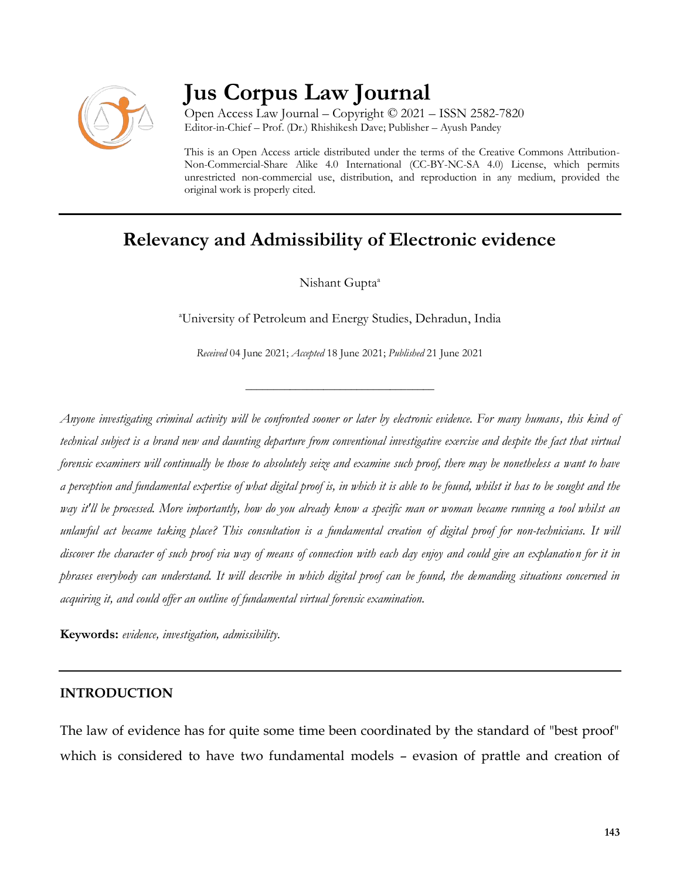# Jus Corpus Law Journal

Open Access Law Journal – Copyright © 2021 – ISSN 2582-7820
Editor-in-Chief – Prof. (Dr.) Rhishikesh Dave; Publisher – Ayush Pandey

This is an Open Access article distributed under the terms of the Creative Commons Attribution-Non-Commercial-Share Alike 4.0 International (CC-BY-NC-SA 4.0) License, which permits unrestricted non-commercial use, distribution, and reproduction in any medium, provided the original work is properly cited.

## Relevancy and Admissibility of Electronic evidence

Nishant Gupta[a]

[a]University of Petroleum and Energy Studies, Dehradun, India

*Received* 04 June 2021; *Accepted* 18 June 2021; *Published* 21 June 2021

---

*Anyone investigating criminal activity will be confronted sooner or later by electronic evidence. For many humans, this kind of technical subject is a brand new and daunting departure from conventional investigative exercise and despite the fact that virtual forensic examiners will continually be those to absolutely seize and examine such proof, there may be nonetheless a want to have a perception and fundamental expertise of what digital proof is, in which it is able to be found, whilst it has to be sought and the way it'll be processed. More importantly, how do you already know a specific man or woman became running a tool whilst an unlawful act became taking place? This consultation is a fundamental creation of digital proof for non-technicians. It will discover the character of such proof via way of means of connection with each day enjoy and could give an explanation for it in phrases everybody can understand. It will describe in which digital proof can be found, the demanding situations concerned in acquiring it, and could offer an outline of fundamental virtual forensic examination.*

**Keywords:** *evidence, investigation, admissibility.*

---

## INTRODUCTION

The law of evidence has for quite some time been coordinated by the standard of "best proof" which is considered to have two fundamental models – evasion of prattle and creation of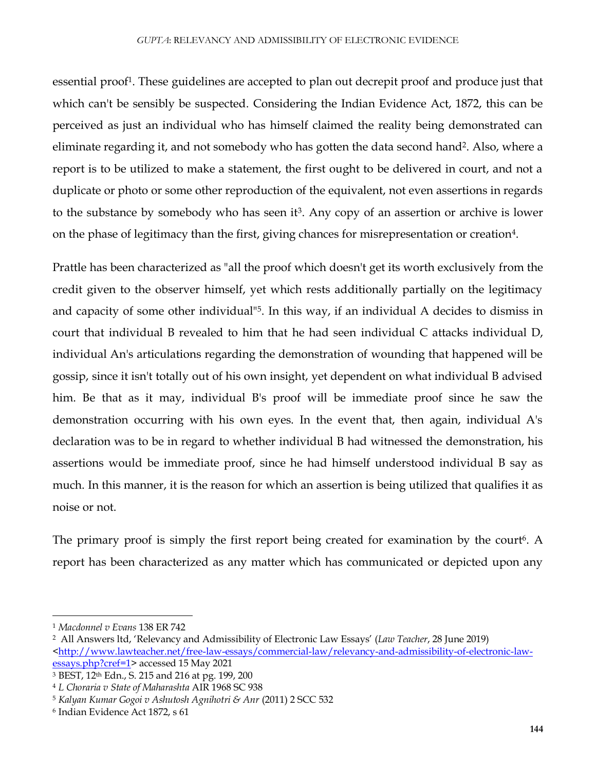essential proof[1]. These guidelines are accepted to plan out decrepit proof and produce just that which can't be sensibly be suspected. Considering the Indian Evidence Act, 1872, this can be perceived as just an individual who has himself claimed the reality being demonstrated can eliminate regarding it, and not somebody who has gotten the data second hand[2]. Also, where a report is to be utilized to make a statement, the first ought to be delivered in court, and not a duplicate or photo or some other reproduction of the equivalent, not even assertions in regards to the substance by somebody who has seen it[3]. Any copy of an assertion or archive is lower on the phase of legitimacy than the first, giving chances for misrepresentation or creation[4].

Prattle has been characterized as "all the proof which doesn't get its worth exclusively from the credit given to the observer himself, yet which rests additionally partially on the legitimacy and capacity of some other individual"[5]. In this way, if an individual A decides to dismiss in court that individual B revealed to him that he had seen individual C attacks individual D, individual An's articulations regarding the demonstration of wounding that happened will be gossip, since it isn't totally out of his own insight, yet dependent on what individual B advised him. Be that as it may, individual B's proof will be immediate proof since he saw the demonstration occurring with his own eyes. In the event that, then again, individual A's declaration was to be in regard to whether individual B had witnessed the demonstration, his assertions would be immediate proof, since he had himself understood individual B say as much. In this manner, it is the reason for which an assertion is being utilized that qualifies it as noise or not.

The primary proof is simply the first report being created for examination by the court[6]. A report has been characterized as any matter which has communicated or depicted upon any

---

[1] *Macdonnel v Evans* 138 ER 742

[2] All Answers ltd, 'Relevancy and Admissibility of Electronic Law Essays' (*Law Teacher*, 28 June 2019) <http://www.lawteacher.net/free-law-essays/commercial-law/relevancy-and-admissibility-of-electronic-law-essays.php?cref=1> accessed 15 May 2021

[3] BEST, 12th Edn., S. 215 and 216 at pg. 199, 200

[4] *L Choraria v State of Maharashtra* AIR 1968 SC 938

[5] *Kalyan Kumar Gogoi v Ashutosh Agnihotri & Anr* (2011) 2 SCC 532

[6] Indian Evidence Act 1872, s 61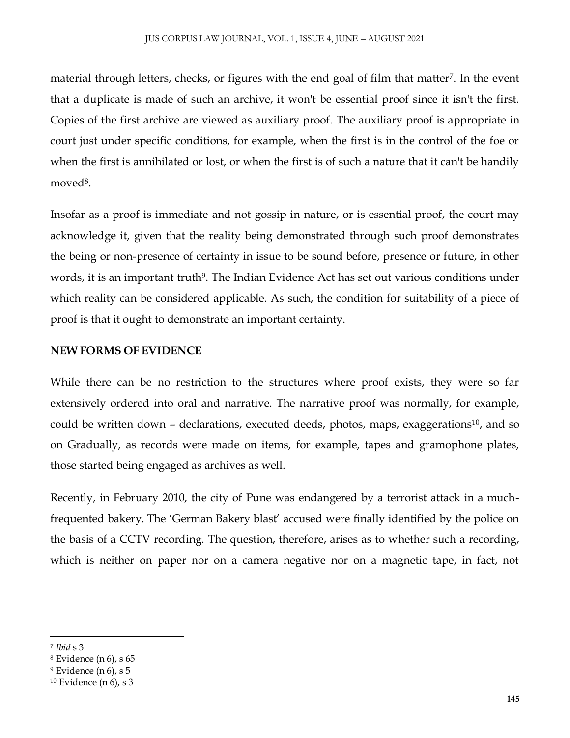material through letters, checks, or figures with the end goal of film that matter[7]. In the event that a duplicate is made of such an archive, it won't be essential proof since it isn't the first. Copies of the first archive are viewed as auxiliary proof. The auxiliary proof is appropriate in court just under specific conditions, for example, when the first is in the control of the foe or when the first is annihilated or lost, or when the first is of such a nature that it can't be handily moved[8].

Insofar as a proof is immediate and not gossip in nature, or is essential proof, the court may acknowledge it, given that the reality being demonstrated through such proof demonstrates the being or non-presence of certainty in issue to be sound before, presence or future, in other words, it is an important truth[9]. The Indian Evidence Act has set out various conditions under which reality can be considered applicable. As such, the condition for suitability of a piece of proof is that it ought to demonstrate an important certainty.

**NEW FORMS OF EVIDENCE**

While there can be no restriction to the structures where proof exists, they were so far extensively ordered into oral and narrative. The narrative proof was normally, for example, could be written down – declarations, executed deeds, photos, maps, exaggerations[10], and so on Gradually, as records were made on items, for example, tapes and gramophone plates, those started being engaged as archives as well.

Recently, in February 2010, the city of Pune was endangered by a terrorist attack in a much-frequented bakery. The 'German Bakery blast' accused were finally identified by the police on the basis of a CCTV recording. The question, therefore, arises as to whether such a recording, which is neither on paper nor on a camera negative nor on a magnetic tape, in fact, not

---

[7] *Ibid* s 3

[8] Evidence (n 6), s 65

[9] Evidence (n 6), s 5

[10] Evidence (n 6), s 3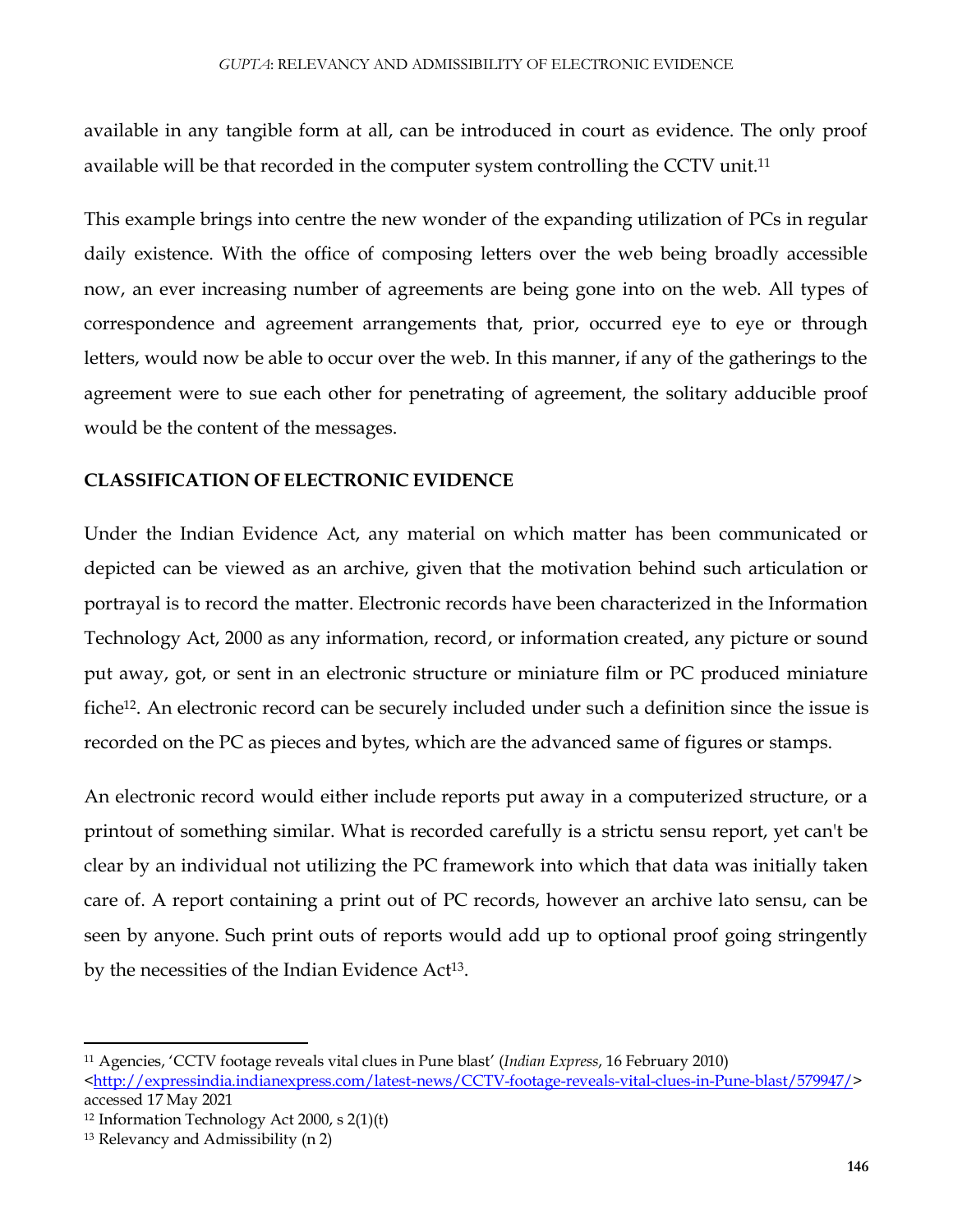available in any tangible form at all, can be introduced in court as evidence. The only proof available will be that recorded in the computer system controlling the CCTV unit.[11]

This example brings into centre the new wonder of the expanding utilization of PCs in regular daily existence. With the office of composing letters over the web being broadly accessible now, an ever increasing number of agreements are being gone into on the web. All types of correspondence and agreement arrangements that, prior, occurred eye to eye or through letters, would now be able to occur over the web. In this manner, if any of the gatherings to the agreement were to sue each other for penetrating of agreement, the solitary adducible proof would be the content of the messages.

## CLASSIFICATION OF ELECTRONIC EVIDENCE

Under the Indian Evidence Act, any material on which matter has been communicated or depicted can be viewed as an archive, given that the motivation behind such articulation or portrayal is to record the matter. Electronic records have been characterized in the Information Technology Act, 2000 as any information, record, or information created, any picture or sound put away, got, or sent in an electronic structure or miniature film or PC produced miniature fiche[12]. An electronic record can be securely included under such a definition since the issue is recorded on the PC as pieces and bytes, which are the advanced same of figures or stamps.

An electronic record would either include reports put away in a computerized structure, or a printout of something similar. What is recorded carefully is a strictu sensu report, yet can't be clear by an individual not utilizing the PC framework into which that data was initially taken care of. A report containing a print out of PC records, however an archive lato sensu, can be seen by anyone. Such print outs of reports would add up to optional proof going stringently by the necessities of the Indian Evidence Act[13].

---

[11] Agencies, 'CCTV footage reveals vital clues in Pune blast' (*Indian Express*, 16 February 2010) <http://expressindia.indianexpress.com/latest-news/CCTV-footage-reveals-vital-clues-in-Pune-blast/579947/> accessed 17 May 2021

[12] Information Technology Act 2000, s 2(1)(t)

[13] Relevancy and Admissibility (n 2)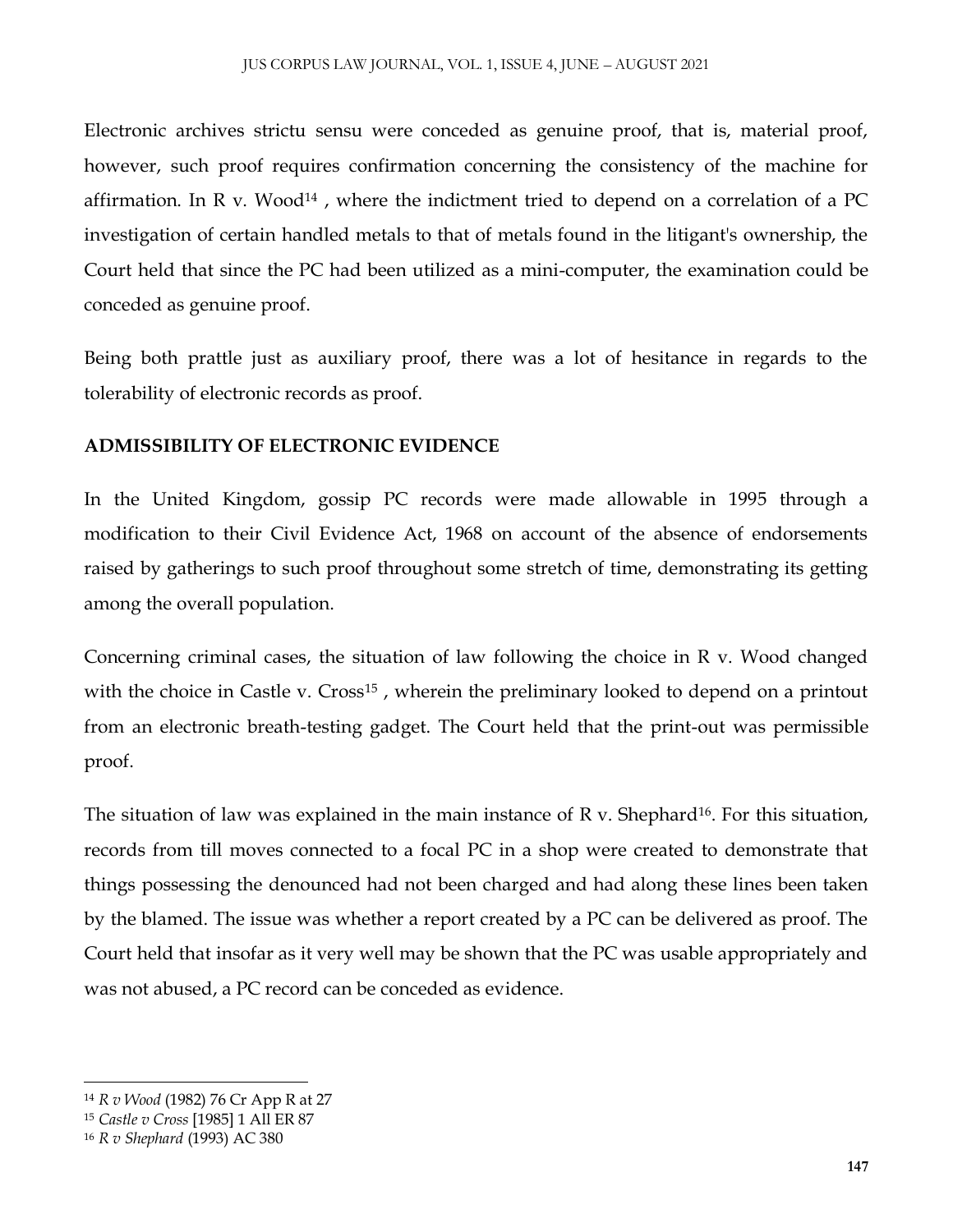Electronic archives strictu sensu were conceded as genuine proof, that is, material proof, however, such proof requires confirmation concerning the consistency of the machine for affirmation. In R v. Wood[14] , where the indictment tried to depend on a correlation of a PC investigation of certain handled metals to that of metals found in the litigant's ownership, the Court held that since the PC had been utilized as a mini-computer, the examination could be conceded as genuine proof.

Being both prattle just as auxiliary proof, there was a lot of hesitance in regards to the tolerability of electronic records as proof.

**ADMISSIBILITY OF ELECTRONIC EVIDENCE**

In the United Kingdom, gossip PC records were made allowable in 1995 through a modification to their Civil Evidence Act, 1968 on account of the absence of endorsements raised by gatherings to such proof throughout some stretch of time, demonstrating its getting among the overall population.

Concerning criminal cases, the situation of law following the choice in R v. Wood changed with the choice in Castle v. Cross[15] , wherein the preliminary looked to depend on a printout from an electronic breath-testing gadget. The Court held that the print-out was permissible proof.

The situation of law was explained in the main instance of R v. Shephard[16]. For this situation, records from till moves connected to a focal PC in a shop were created to demonstrate that things possessing the denounced had not been charged and had along these lines been taken by the blamed. The issue was whether a report created by a PC can be delivered as proof. The Court held that insofar as it very well may be shown that the PC was usable appropriately and was not abused, a PC record can be conceded as evidence.

---

[14] *R v Wood* (1982) 76 Cr App R at 27

[15] *Castle v Cross* [1985] 1 All ER 87

[16] *R v Shephard* (1993) AC 380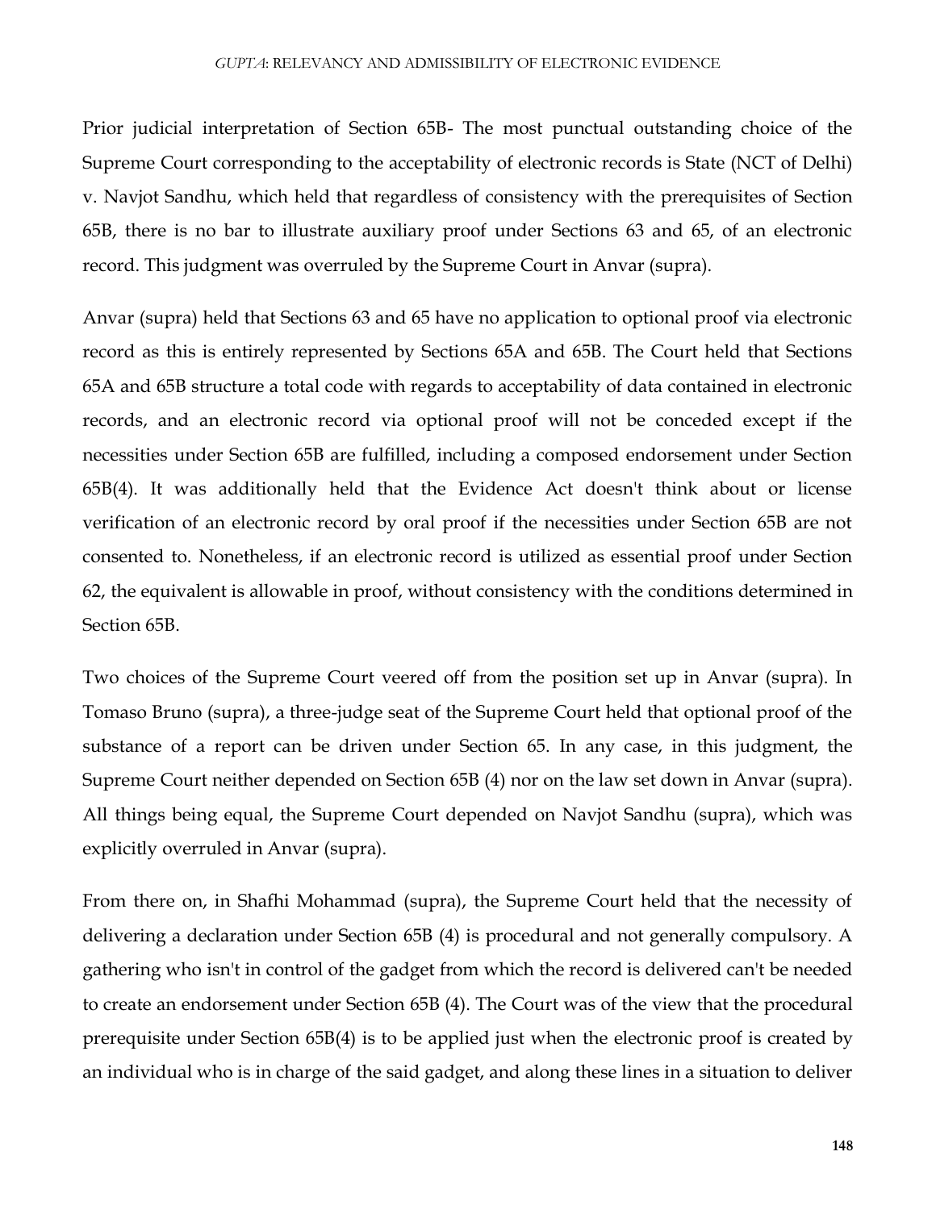Prior judicial interpretation of Section 65B- The most punctual outstanding choice of the Supreme Court corresponding to the acceptability of electronic records is State (NCT of Delhi) v. Navjot Sandhu, which held that regardless of consistency with the prerequisites of Section 65B, there is no bar to illustrate auxiliary proof under Sections 63 and 65, of an electronic record. This judgment was overruled by the Supreme Court in Anvar (supra).

Anvar (supra) held that Sections 63 and 65 have no application to optional proof via electronic record as this is entirely represented by Sections 65A and 65B. The Court held that Sections 65A and 65B structure a total code with regards to acceptability of data contained in electronic records, and an electronic record via optional proof will not be conceded except if the necessities under Section 65B are fulfilled, including a composed endorsement under Section 65B(4). It was additionally held that the Evidence Act doesn't think about or license verification of an electronic record by oral proof if the necessities under Section 65B are not consented to. Nonetheless, if an electronic record is utilized as essential proof under Section 62, the equivalent is allowable in proof, without consistency with the conditions determined in Section 65B.

Two choices of the Supreme Court veered off from the position set up in Anvar (supra). In Tomaso Bruno (supra), a three-judge seat of the Supreme Court held that optional proof of the substance of a report can be driven under Section 65. In any case, in this judgment, the Supreme Court neither depended on Section 65B (4) nor on the law set down in Anvar (supra). All things being equal, the Supreme Court depended on Navjot Sandhu (supra), which was explicitly overruled in Anvar (supra).

From there on, in Shafhi Mohammad (supra), the Supreme Court held that the necessity of delivering a declaration under Section 65B (4) is procedural and not generally compulsory. A gathering who isn't in control of the gadget from which the record is delivered can't be needed to create an endorsement under Section 65B (4). The Court was of the view that the procedural prerequisite under Section 65B(4) is to be applied just when the electronic proof is created by an individual who is in charge of the said gadget, and along these lines in a situation to deliver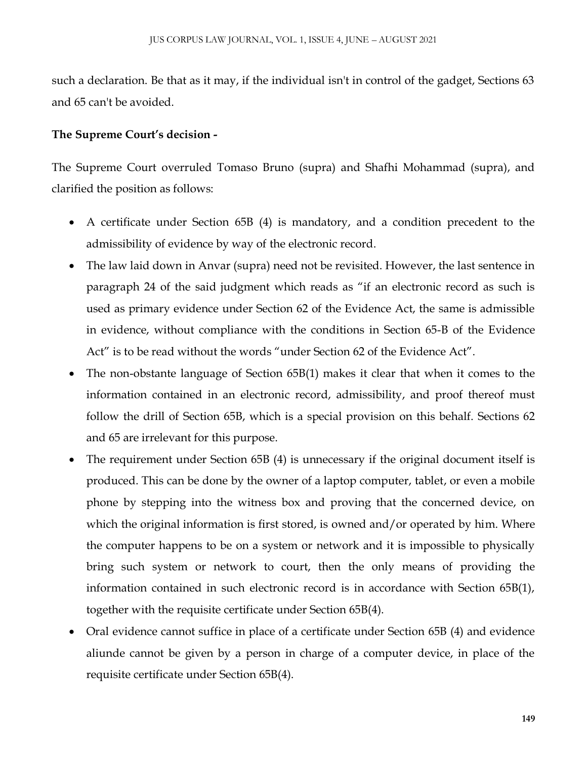such a declaration. Be that as it may, if the individual isn't in control of the gadget, Sections 63 and 65 can't be avoided.

**The Supreme Court's decision -**

The Supreme Court overruled Tomaso Bruno (supra) and Shafhi Mohammad (supra), and clarified the position as follows:

- A certificate under Section 65B (4) is mandatory, and a condition precedent to the admissibility of evidence by way of the electronic record.
- The law laid down in Anvar (supra) need not be revisited. However, the last sentence in paragraph 24 of the said judgment which reads as "if an electronic record as such is used as primary evidence under Section 62 of the Evidence Act, the same is admissible in evidence, without compliance with the conditions in Section 65-B of the Evidence Act" is to be read without the words "under Section 62 of the Evidence Act".
- The non-obstante language of Section 65B(1) makes it clear that when it comes to the information contained in an electronic record, admissibility, and proof thereof must follow the drill of Section 65B, which is a special provision on this behalf. Sections 62 and 65 are irrelevant for this purpose.
- The requirement under Section 65B (4) is unnecessary if the original document itself is produced. This can be done by the owner of a laptop computer, tablet, or even a mobile phone by stepping into the witness box and proving that the concerned device, on which the original information is first stored, is owned and/or operated by him. Where the computer happens to be on a system or network and it is impossible to physically bring such system or network to court, then the only means of providing the information contained in such electronic record is in accordance with Section 65B(1), together with the requisite certificate under Section 65B(4).
- Oral evidence cannot suffice in place of a certificate under Section 65B (4) and evidence aliunde cannot be given by a person in charge of a computer device, in place of the requisite certificate under Section 65B(4).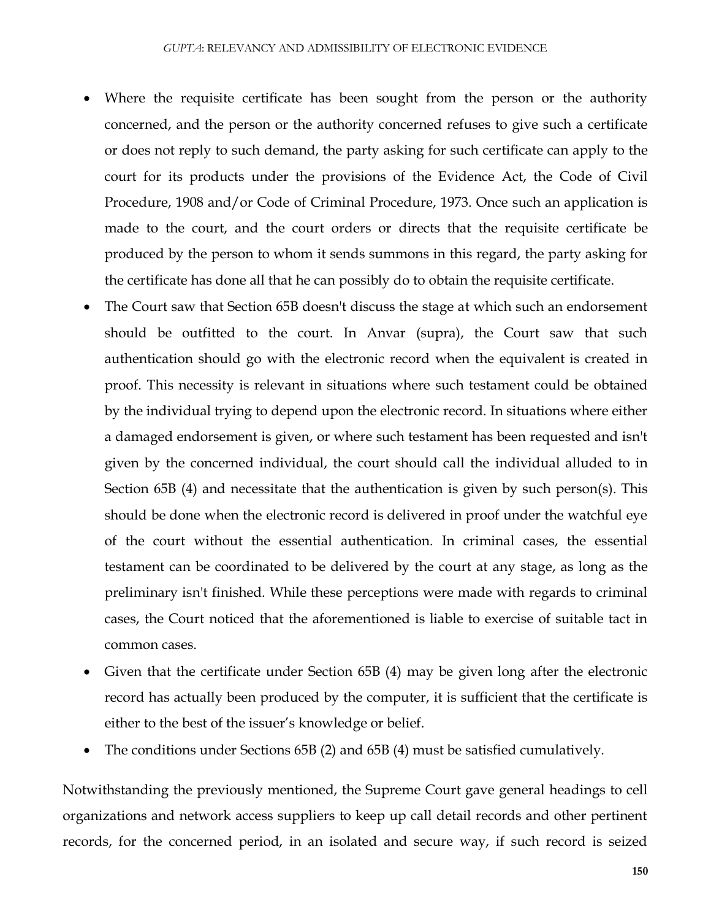- Where the requisite certificate has been sought from the person or the authority concerned, and the person or the authority concerned refuses to give such a certificate or does not reply to such demand, the party asking for such certificate can apply to the court for its products under the provisions of the Evidence Act, the Code of Civil Procedure, 1908 and/or Code of Criminal Procedure, 1973. Once such an application is made to the court, and the court orders or directs that the requisite certificate be produced by the person to whom it sends summons in this regard, the party asking for the certificate has done all that he can possibly do to obtain the requisite certificate.
- The Court saw that Section 65B doesn't discuss the stage at which such an endorsement should be outfitted to the court. In Anvar (supra), the Court saw that such authentication should go with the electronic record when the equivalent is created in proof. This necessity is relevant in situations where such testament could be obtained by the individual trying to depend upon the electronic record. In situations where either a damaged endorsement is given, or where such testament has been requested and isn't given by the concerned individual, the court should call the individual alluded to in Section 65B (4) and necessitate that the authentication is given by such person(s). This should be done when the electronic record is delivered in proof under the watchful eye of the court without the essential authentication. In criminal cases, the essential testament can be coordinated to be delivered by the court at any stage, as long as the preliminary isn't finished. While these perceptions were made with regards to criminal cases, the Court noticed that the aforementioned is liable to exercise of suitable tact in common cases.
- Given that the certificate under Section 65B (4) may be given long after the electronic record has actually been produced by the computer, it is sufficient that the certificate is either to the best of the issuer's knowledge or belief.
- The conditions under Sections 65B (2) and 65B (4) must be satisfied cumulatively.

Notwithstanding the previously mentioned, the Supreme Court gave general headings to cell organizations and network access suppliers to keep up call detail records and other pertinent records, for the concerned period, in an isolated and secure way, if such record is seized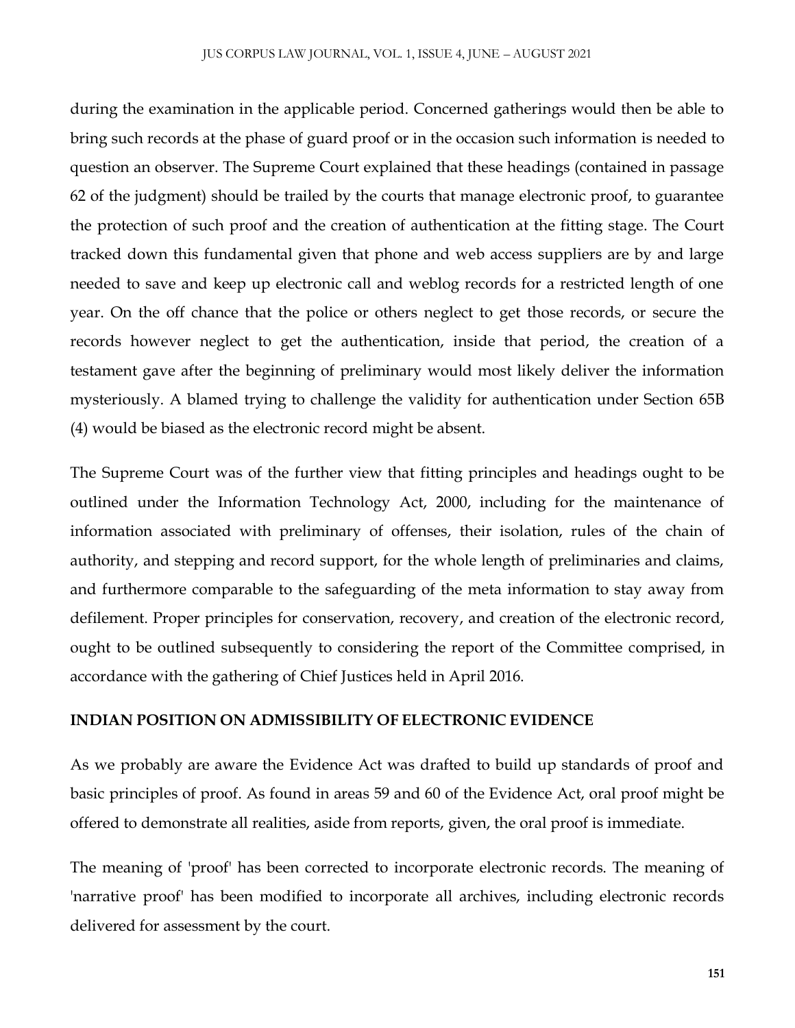during the examination in the applicable period. Concerned gatherings would then be able to bring such records at the phase of guard proof or in the occasion such information is needed to question an observer. The Supreme Court explained that these headings (contained in passage 62 of the judgment) should be trailed by the courts that manage electronic proof, to guarantee the protection of such proof and the creation of authentication at the fitting stage. The Court tracked down this fundamental given that phone and web access suppliers are by and large needed to save and keep up electronic call and weblog records for a restricted length of one year. On the off chance that the police or others neglect to get those records, or secure the records however neglect to get the authentication, inside that period, the creation of a testament gave after the beginning of preliminary would most likely deliver the information mysteriously. A blamed trying to challenge the validity for authentication under Section 65B (4) would be biased as the electronic record might be absent.

The Supreme Court was of the further view that fitting principles and headings ought to be outlined under the Information Technology Act, 2000, including for the maintenance of information associated with preliminary of offenses, their isolation, rules of the chain of authority, and stepping and record support, for the whole length of preliminaries and claims, and furthermore comparable to the safeguarding of the meta information to stay away from defilement. Proper principles for conservation, recovery, and creation of the electronic record, ought to be outlined subsequently to considering the report of the Committee comprised, in accordance with the gathering of Chief Justices held in April 2016.

## INDIAN POSITION ON ADMISSIBILITY OF ELECTRONIC EVIDENCE

As we probably are aware the Evidence Act was drafted to build up standards of proof and basic principles of proof. As found in areas 59 and 60 of the Evidence Act, oral proof might be offered to demonstrate all realities, aside from reports, given, the oral proof is immediate.

The meaning of 'proof' has been corrected to incorporate electronic records. The meaning of 'narrative proof' has been modified to incorporate all archives, including electronic records delivered for assessment by the court.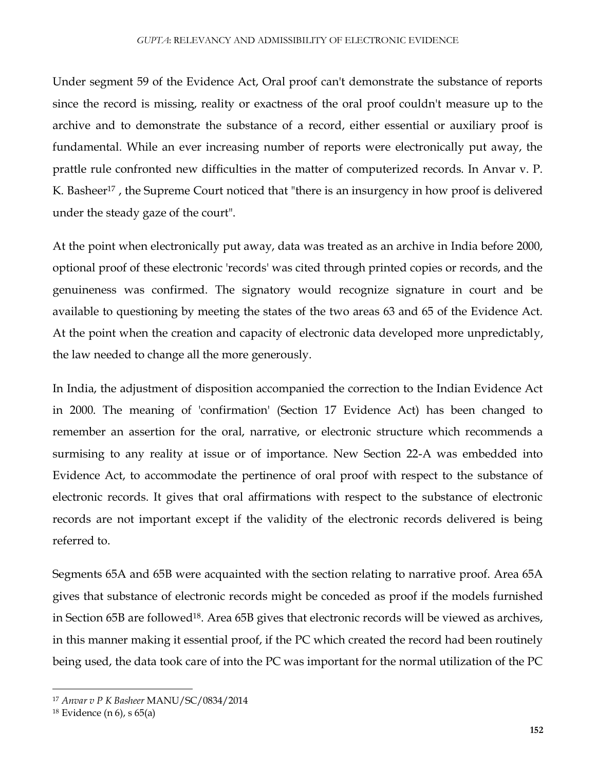Under segment 59 of the Evidence Act, Oral proof can't demonstrate the substance of reports since the record is missing, reality or exactness of the oral proof couldn't measure up to the archive and to demonstrate the substance of a record, either essential or auxiliary proof is fundamental. While an ever increasing number of reports were electronically put away, the prattle rule confronted new difficulties in the matter of computerized records. In Anvar v. P. K. Basheer[17] , the Supreme Court noticed that "there is an insurgency in how proof is delivered under the steady gaze of the court".

At the point when electronically put away, data was treated as an archive in India before 2000, optional proof of these electronic 'records' was cited through printed copies or records, and the genuineness was confirmed. The signatory would recognize signature in court and be available to questioning by meeting the states of the two areas 63 and 65 of the Evidence Act. At the point when the creation and capacity of electronic data developed more unpredictably, the law needed to change all the more generously.

In India, the adjustment of disposition accompanied the correction to the Indian Evidence Act in 2000. The meaning of 'confirmation' (Section 17 Evidence Act) has been changed to remember an assertion for the oral, narrative, or electronic structure which recommends a surmising to any reality at issue or of importance. New Section 22-A was embedded into Evidence Act, to accommodate the pertinence of oral proof with respect to the substance of electronic records. It gives that oral affirmations with respect to the substance of electronic records are not important except if the validity of the electronic records delivered is being referred to.

Segments 65A and 65B were acquainted with the section relating to narrative proof. Area 65A gives that substance of electronic records might be conceded as proof if the models furnished in Section 65B are followed[18]. Area 65B gives that electronic records will be viewed as archives, in this manner making it essential proof, if the PC which created the record had been routinely being used, the data took care of into the PC was important for the normal utilization of the PC

---

[17] *Anvar v P K Basheer* MANU/SC/0834/2014

[18] Evidence (n 6), s 65(a)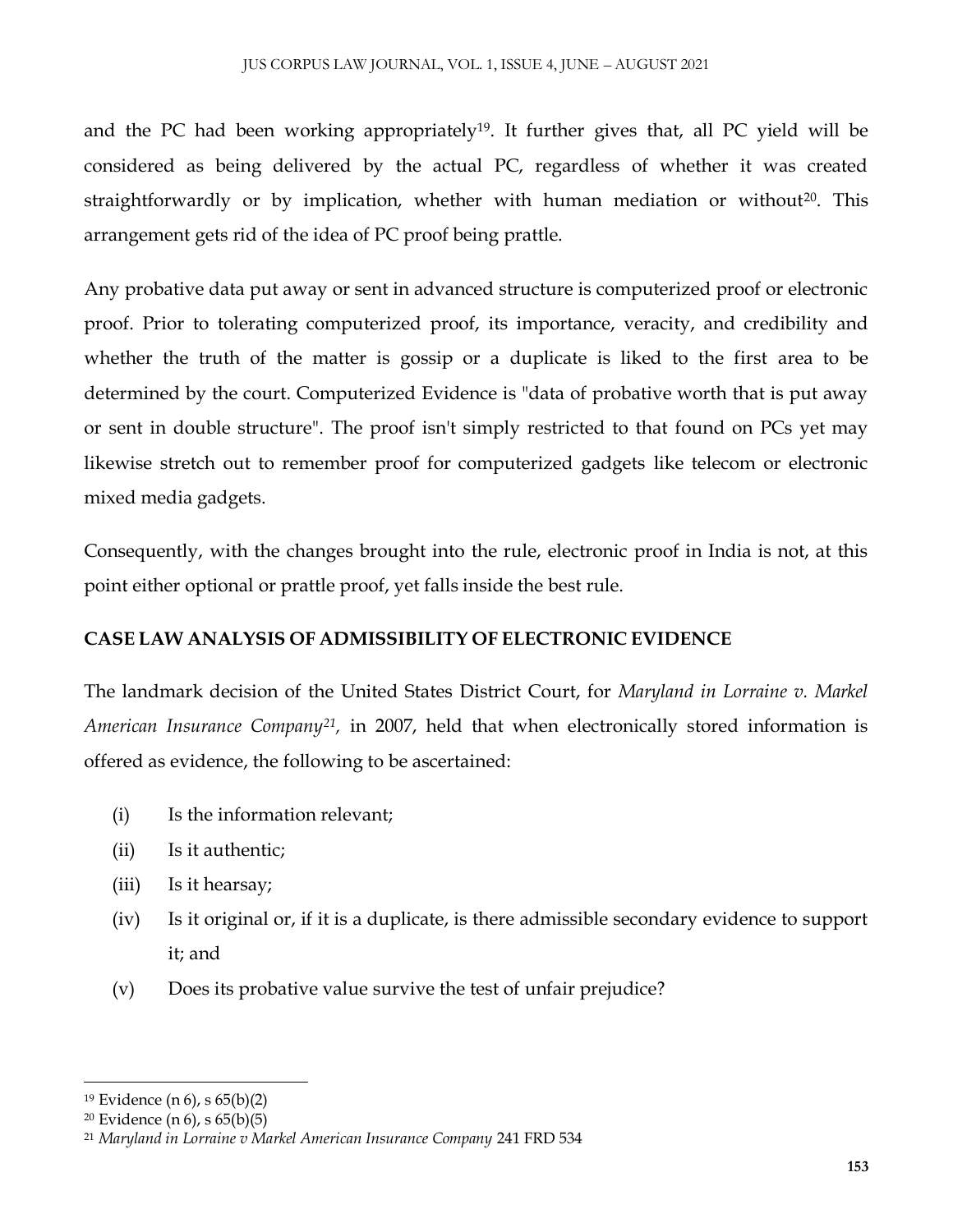and the PC had been working appropriately[19]. It further gives that, all PC yield will be considered as being delivered by the actual PC, regardless of whether it was created straightforwardly or by implication, whether with human mediation or without[20]. This arrangement gets rid of the idea of PC proof being prattle.

Any probative data put away or sent in advanced structure is computerized proof or electronic proof. Prior to tolerating computerized proof, its importance, veracity, and credibility and whether the truth of the matter is gossip or a duplicate is liked to the first area to be determined by the court. Computerized Evidence is "data of probative worth that is put away or sent in double structure". The proof isn't simply restricted to that found on PCs yet may likewise stretch out to remember proof for computerized gadgets like telecom or electronic mixed media gadgets.

Consequently, with the changes brought into the rule, electronic proof in India is not, at this point either optional or prattle proof, yet falls inside the best rule.

## CASE LAW ANALYSIS OF ADMISSIBILITY OF ELECTRONIC EVIDENCE

The landmark decision of the United States District Court, for *Maryland in Lorraine v. Markel American Insurance Company*[21], in 2007, held that when electronically stored information is offered as evidence, the following to be ascertained:

(i) Is the information relevant;

(ii) Is it authentic;

(iii) Is it hearsay;

(iv) Is it original or, if it is a duplicate, is there admissible secondary evidence to support it; and

(v) Does its probative value survive the test of unfair prejudice?

---

[19] Evidence (n 6), s 65(b)(2)

[20] Evidence (n 6), s 65(b)(5)

[21] *Maryland in Lorraine v Markel American Insurance Company* 241 FRD 534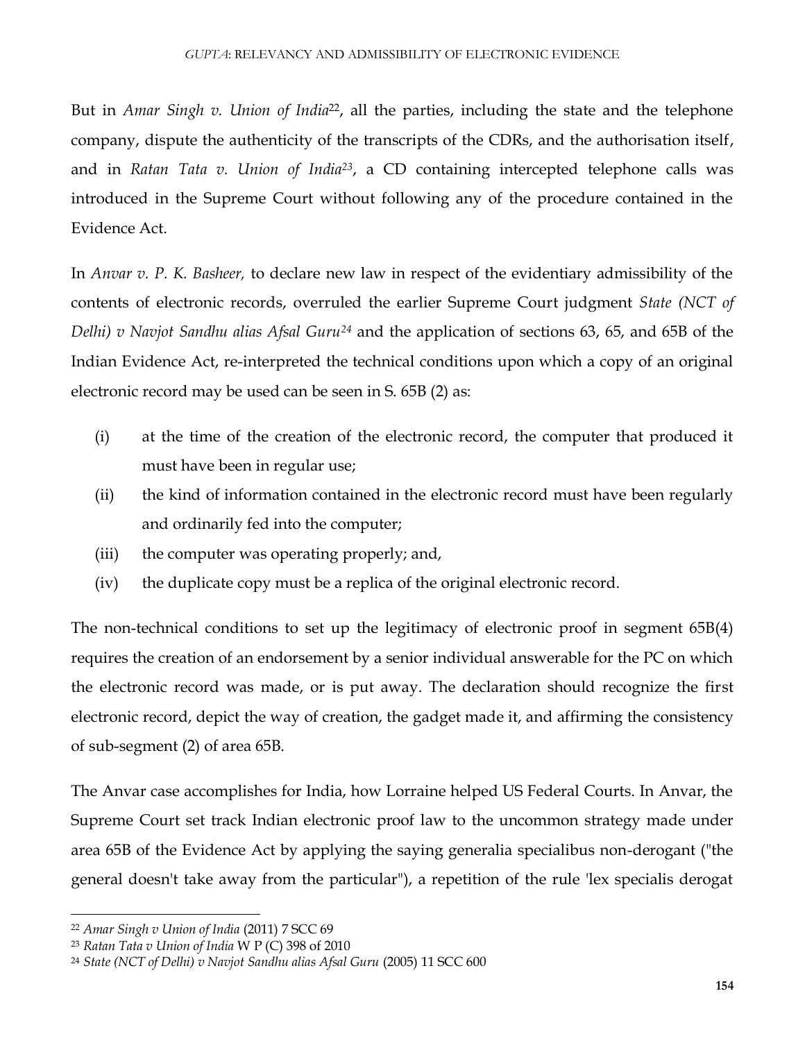But in *Amar Singh v. Union of India*[22], all the parties, including the state and the telephone company, dispute the authenticity of the transcripts of the CDRs, and the authorisation itself, and in *Ratan Tata v. Union of India*[23], a CD containing intercepted telephone calls was introduced in the Supreme Court without following any of the procedure contained in the Evidence Act.

In *Anvar v. P. K. Basheer,* to declare new law in respect of the evidentiary admissibility of the contents of electronic records, overruled the earlier Supreme Court judgment *State (NCT of Delhi) v Navjot Sandhu alias Afsal Guru*[24] and the application of sections 63, 65, and 65B of the Indian Evidence Act, re-interpreted the technical conditions upon which a copy of an original electronic record may be used can be seen in S. 65B (2) as:

(i) at the time of the creation of the electronic record, the computer that produced it must have been in regular use;

(ii) the kind of information contained in the electronic record must have been regularly and ordinarily fed into the computer;

(iii) the computer was operating properly; and,

(iv) the duplicate copy must be a replica of the original electronic record.

The non-technical conditions to set up the legitimacy of electronic proof in segment 65B(4) requires the creation of an endorsement by a senior individual answerable for the PC on which the electronic record was made, or is put away. The declaration should recognize the first electronic record, depict the way of creation, the gadget made it, and affirming the consistency of sub-segment (2) of area 65B.

The Anvar case accomplishes for India, how Lorraine helped US Federal Courts. In Anvar, the Supreme Court set track Indian electronic proof law to the uncommon strategy made under area 65B of the Evidence Act by applying the saying generalia specialibus non-derogant ("the general doesn't take away from the particular"), a repetition of the rule 'lex specialis derogat

---

[22] *Amar Singh v Union of India* (2011) 7 SCC 69

[23] *Ratan Tata v Union of India* W P (C) 398 of 2010

[24] *State (NCT of Delhi) v Navjot Sandhu alias Afsal Guru* (2005) 11 SCC 600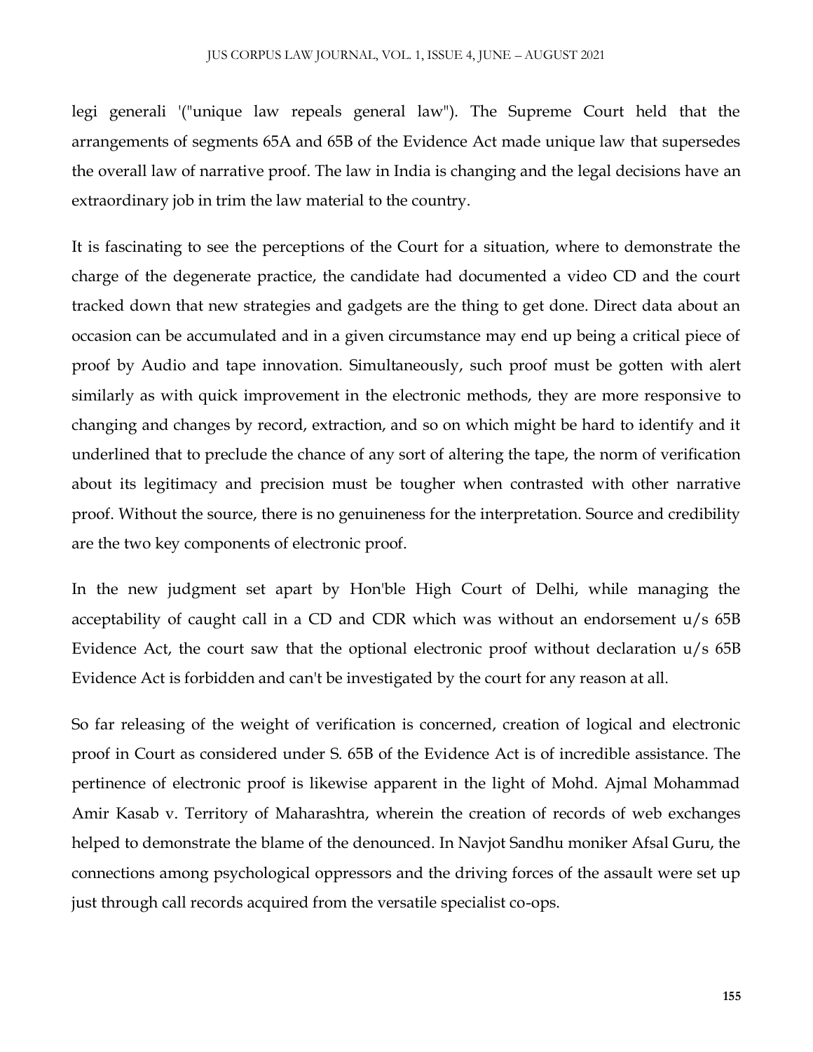legi generali '("unique law repeals general law"). The Supreme Court held that the arrangements of segments 65A and 65B of the Evidence Act made unique law that supersedes the overall law of narrative proof. The law in India is changing and the legal decisions have an extraordinary job in trim the law material to the country.

It is fascinating to see the perceptions of the Court for a situation, where to demonstrate the charge of the degenerate practice, the candidate had documented a video CD and the court tracked down that new strategies and gadgets are the thing to get done. Direct data about an occasion can be accumulated and in a given circumstance may end up being a critical piece of proof by Audio and tape innovation. Simultaneously, such proof must be gotten with alert similarly as with quick improvement in the electronic methods, they are more responsive to changing and changes by record, extraction, and so on which might be hard to identify and it underlined that to preclude the chance of any sort of altering the tape, the norm of verification about its legitimacy and precision must be tougher when contrasted with other narrative proof. Without the source, there is no genuineness for the interpretation. Source and credibility are the two key components of electronic proof.

In the new judgment set apart by Hon'ble High Court of Delhi, while managing the acceptability of caught call in a CD and CDR which was without an endorsement u/s 65B Evidence Act, the court saw that the optional electronic proof without declaration u/s 65B Evidence Act is forbidden and can't be investigated by the court for any reason at all.

So far releasing of the weight of verification is concerned, creation of logical and electronic proof in Court as considered under S. 65B of the Evidence Act is of incredible assistance. The pertinence of electronic proof is likewise apparent in the light of Mohd. Ajmal Mohammad Amir Kasab v. Territory of Maharashtra, wherein the creation of records of web exchanges helped to demonstrate the blame of the denounced. In Navjot Sandhu moniker Afsal Guru, the connections among psychological oppressors and the driving forces of the assault were set up just through call records acquired from the versatile specialist co-ops.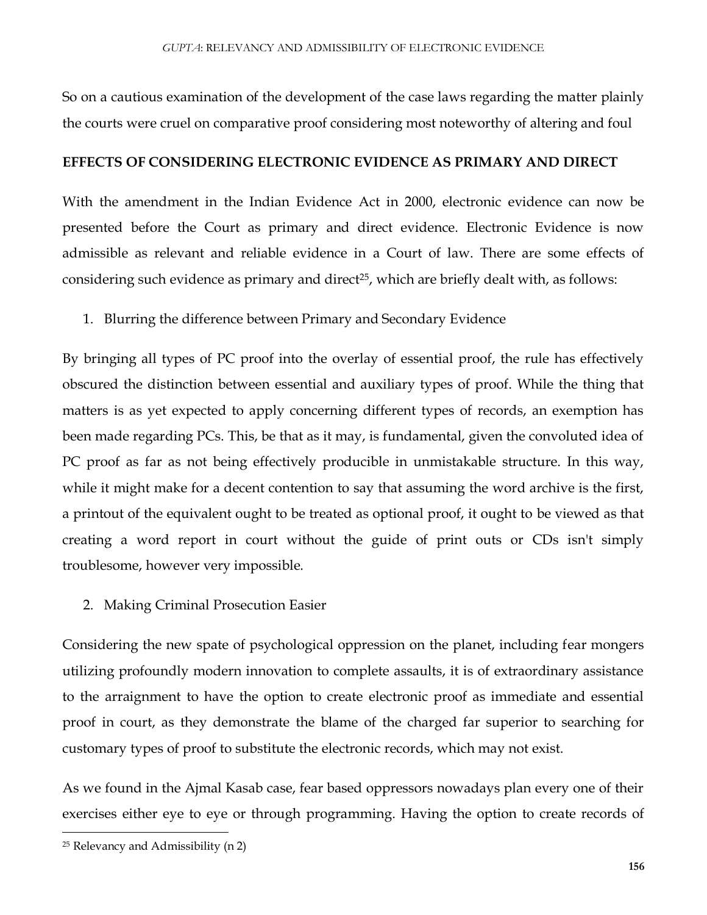So on a cautious examination of the development of the case laws regarding the matter plainly the courts were cruel on comparative proof considering most noteworthy of altering and foul

**EFFECTS OF CONSIDERING ELECTRONIC EVIDENCE AS PRIMARY AND DIRECT**

With the amendment in the Indian Evidence Act in 2000, electronic evidence can now be presented before the Court as primary and direct evidence. Electronic Evidence is now admissible as relevant and reliable evidence in a Court of law. There are some effects of considering such evidence as primary and direct[25], which are briefly dealt with, as follows:

1. Blurring the difference between Primary and Secondary Evidence

By bringing all types of PC proof into the overlay of essential proof, the rule has effectively obscured the distinction between essential and auxiliary types of proof. While the thing that matters is as yet expected to apply concerning different types of records, an exemption has been made regarding PCs. This, be that as it may, is fundamental, given the convoluted idea of PC proof as far as not being effectively producible in unmistakable structure. In this way, while it might make for a decent contention to say that assuming the word archive is the first, a printout of the equivalent ought to be treated as optional proof, it ought to be viewed as that creating a word report in court without the guide of print outs or CDs isn't simply troublesome, however very impossible.

2. Making Criminal Prosecution Easier

Considering the new spate of psychological oppression on the planet, including fear mongers utilizing profoundly modern innovation to complete assaults, it is of extraordinary assistance to the arraignment to have the option to create electronic proof as immediate and essential proof in court, as they demonstrate the blame of the charged far superior to searching for customary types of proof to substitute the electronic records, which may not exist.

As we found in the Ajmal Kasab case, fear based oppressors nowadays plan every one of their exercises either eye to eye or through programming. Having the option to create records of

[25] Relevancy and Admissibility (n 2)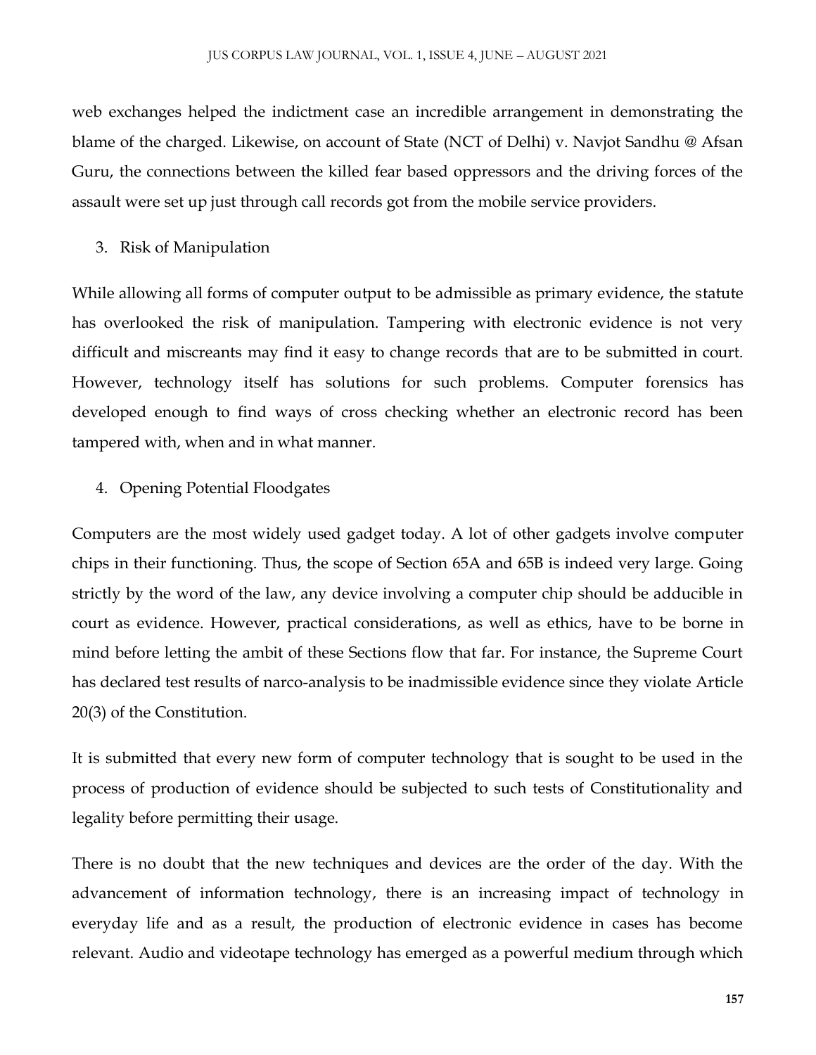web exchanges helped the indictment case an incredible arrangement in demonstrating the blame of the charged. Likewise, on account of State (NCT of Delhi) v. Navjot Sandhu @ Afsan Guru, the connections between the killed fear based oppressors and the driving forces of the assault were set up just through call records got from the mobile service providers.

3. Risk of Manipulation

While allowing all forms of computer output to be admissible as primary evidence, the statute has overlooked the risk of manipulation. Tampering with electronic evidence is not very difficult and miscreants may find it easy to change records that are to be submitted in court. However, technology itself has solutions for such problems. Computer forensics has developed enough to find ways of cross checking whether an electronic record has been tampered with, when and in what manner.

4. Opening Potential Floodgates

Computers are the most widely used gadget today. A lot of other gadgets involve computer chips in their functioning. Thus, the scope of Section 65A and 65B is indeed very large. Going strictly by the word of the law, any device involving a computer chip should be adducible in court as evidence. However, practical considerations, as well as ethics, have to be borne in mind before letting the ambit of these Sections flow that far. For instance, the Supreme Court has declared test results of narco-analysis to be inadmissible evidence since they violate Article 20(3) of the Constitution.

It is submitted that every new form of computer technology that is sought to be used in the process of production of evidence should be subjected to such tests of Constitutionality and legality before permitting their usage.

There is no doubt that the new techniques and devices are the order of the day. With the advancement of information technology, there is an increasing impact of technology in everyday life and as a result, the production of electronic evidence in cases has become relevant. Audio and videotape technology has emerged as a powerful medium through which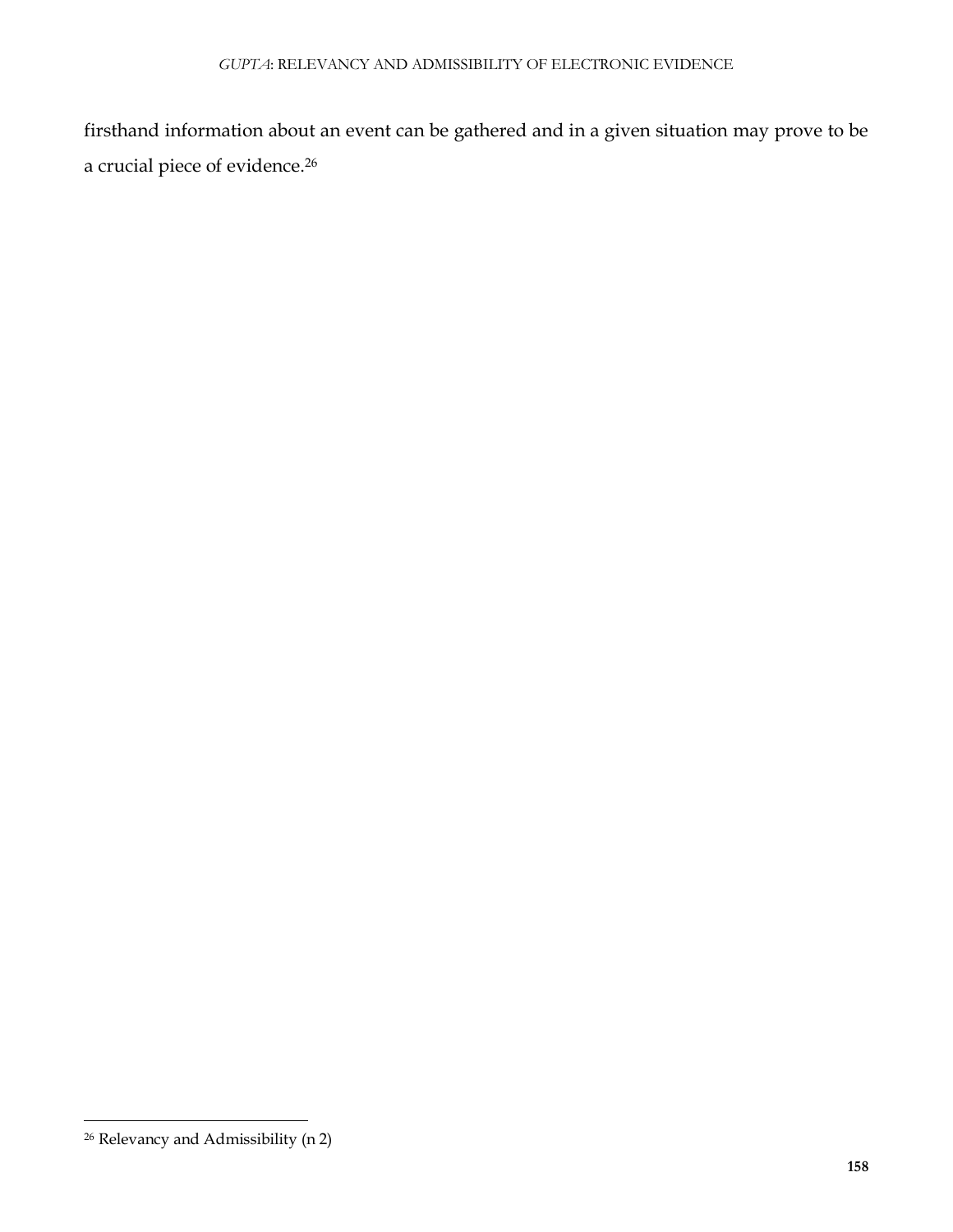firsthand information about an event can be gathered and in a given situation may prove to be a crucial piece of evidence.[26]

[26] Relevancy and Admissibility (n 2)